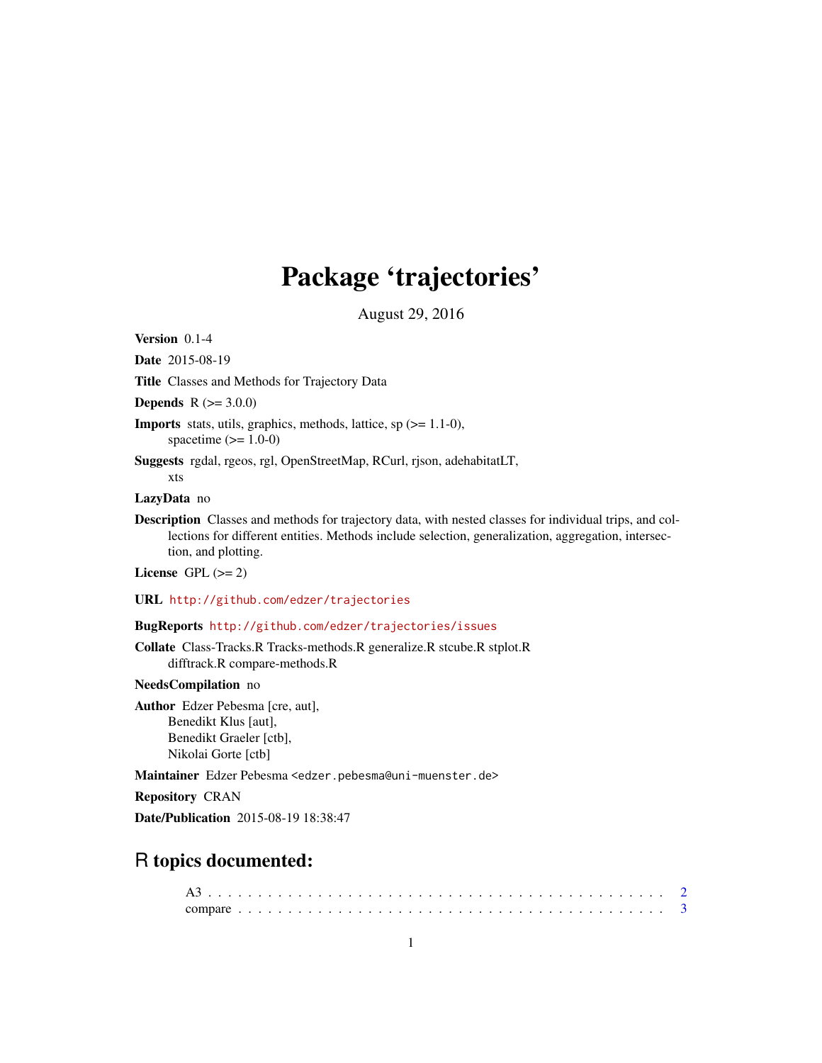# Package 'trajectories'

August 29, 2016

**Version** 0.1-4

**Date** 2015-08-19

**Title** Classes and Methods for Trajectory Data

**Depends** R (>= 3.0.0)

**Imports** stats, utils, graphics, methods, lattice, sp (>= 1.1-0), spacetime (>= 1.0-0)

**Suggests** rgdal, rgeos, rgl, OpenStreetMap, RCurl, rjson, adehabitatLT, xts

**LazyData** no

**Description** Classes and methods for trajectory data, with nested classes for individual trips, and collections for different entities. Methods include selection, generalization, aggregation, intersection, and plotting.

**License** GPL (>= 2)

**URL** http://github.com/edzer/trajectories

**BugReports** http://github.com/edzer/trajectories/issues

**Collate** Class-Tracks.R Tracks-methods.R generalize.R stcube.R stplot.R difftrack.R compare-methods.R

**NeedsCompilation** no

**Author** Edzer Pebesma [cre, aut],
Benedikt Klus [aut],
Benedikt Graeler [ctb],
Nikolai Gorte [ctb]

**Maintainer** Edzer Pebesma <edzer.pebesma@uni-muenster.de>

**Repository** CRAN

**Date/Publication** 2015-08-19 18:38:47

## R topics documented:

A3 . . . . . . . . . . . . . . . . . . . . . . . . . . . . . . . . . . . . . . . . . . . 2
compare . . . . . . . . . . . . . . . . . . . . . . . . . . . . . . . . . . . . . . . . 3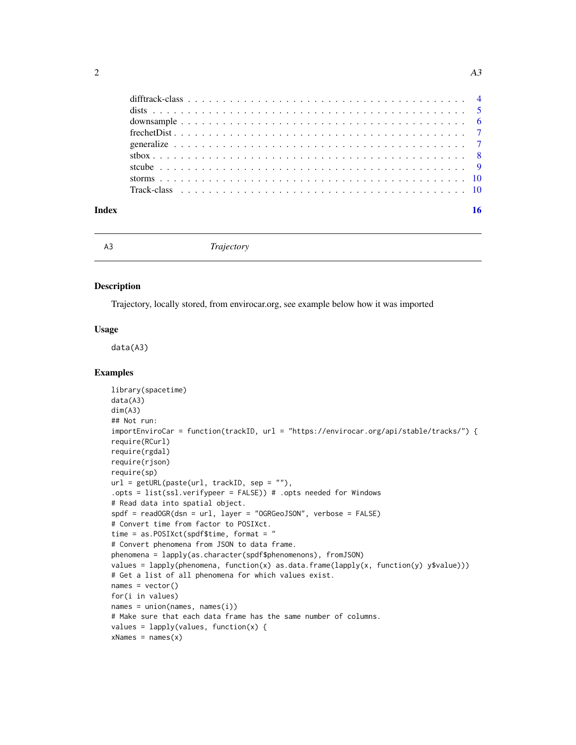difftrack-class . . . . . . . . . . . . . . . . . . . . . . . . . . . . . . . . . . . . 4
dists . . . . . . . . . . . . . . . . . . . . . . . . . . . . . . . . . . . . . . . . . 5
downsample . . . . . . . . . . . . . . . . . . . . . . . . . . . . . . . . . . . . . . 6
frechetDist . . . . . . . . . . . . . . . . . . . . . . . . . . . . . . . . . . . . . . 7
generalize . . . . . . . . . . . . . . . . . . . . . . . . . . . . . . . . . . . . . . . 7
stbox . . . . . . . . . . . . . . . . . . . . . . . . . . . . . . . . . . . . . . . . . 8
stcube . . . . . . . . . . . . . . . . . . . . . . . . . . . . . . . . . . . . . . . . . 9
storms . . . . . . . . . . . . . . . . . . . . . . . . . . . . . . . . . . . . . . . . . 10
Track-class . . . . . . . . . . . . . . . . . . . . . . . . . . . . . . . . . . . . . . 10

**Index** **16**

---

A3 *Trajectory*

---

## Description

Trajectory, locally stored, from envirocar.org, see example below how it was imported

## Usage

```
data(A3)
```

## Examples

```
library(spacetime)
data(A3)
dim(A3)
## Not run:
importEnviroCar = function(trackID, url = "https://envirocar.org/api/stable/tracks/") {
require(RCurl)
require(rgdal)
require(rjson)
require(sp)
url = getURL(paste(url, trackID, sep = ""),
.opts = list(ssl.verifypeer = FALSE)) # .opts needed for Windows
# Read data into spatial object.
spdf = readOGR(dsn = url, layer = "OGRGeoJSON", verbose = FALSE)
# Convert time from factor to POSIXct.
time = as.POSIXct(spdf$time, format = "
# Convert phenomena from JSON to data frame.
phenomena = lapply(as.character(spdf$phenomenons), fromJSON)
values = lapply(phenomena, function(x) as.data.frame(lapply(x, function(y) y$value)))
# Get a list of all phenomena for which values exist.
names = vector()
for(i in values)
names = union(names, names(i))
# Make sure that each data frame has the same number of columns.
values = lapply(values, function(x) {
xNames = names(x)
```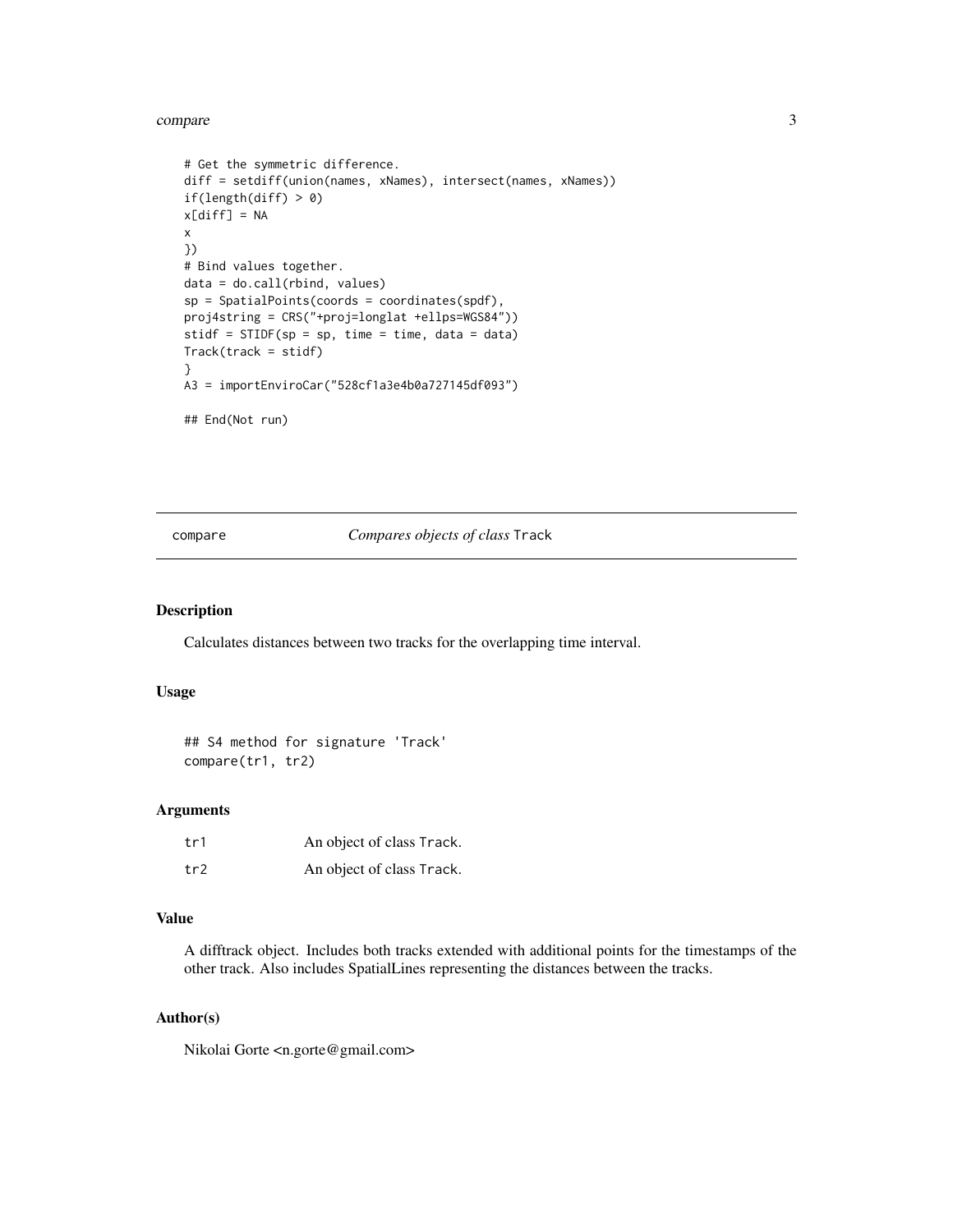```
# Get the symmetric difference.
diff = setdiff(union(names, xNames), intersect(names, xNames))
if(length(diff) > 0)
x[diff] = NA
x
})
# Bind values together.
data = do.call(rbind, values)
sp = SpatialPoints(coords = coordinates(spdf),
proj4string = CRS("+proj=longlat +ellps=WGS84"))
stidf = STIDF(sp = sp, time = time, data = data)
Track(track = stidf)
}
A3 = importEnviroCar("528cf1a3e4b0a727145df093")

## End(Not run)
```

---

## compare *Compares objects of class* `Track`

### Description

Calculates distances between two tracks for the overlapping time interval.

### Usage

```
## S4 method for signature 'Track'
compare(tr1, tr2)
```

### Arguments

| | |
|---|---|
| tr1 | An object of class Track. |
| tr2 | An object of class Track. |

### Value

A difftrack object. Includes both tracks extended with additional points for the timestamps of the other track. Also includes SpatialLines representing the distances between the tracks.

### Author(s)

Nikolai Gorte <n.gorte@gmail.com>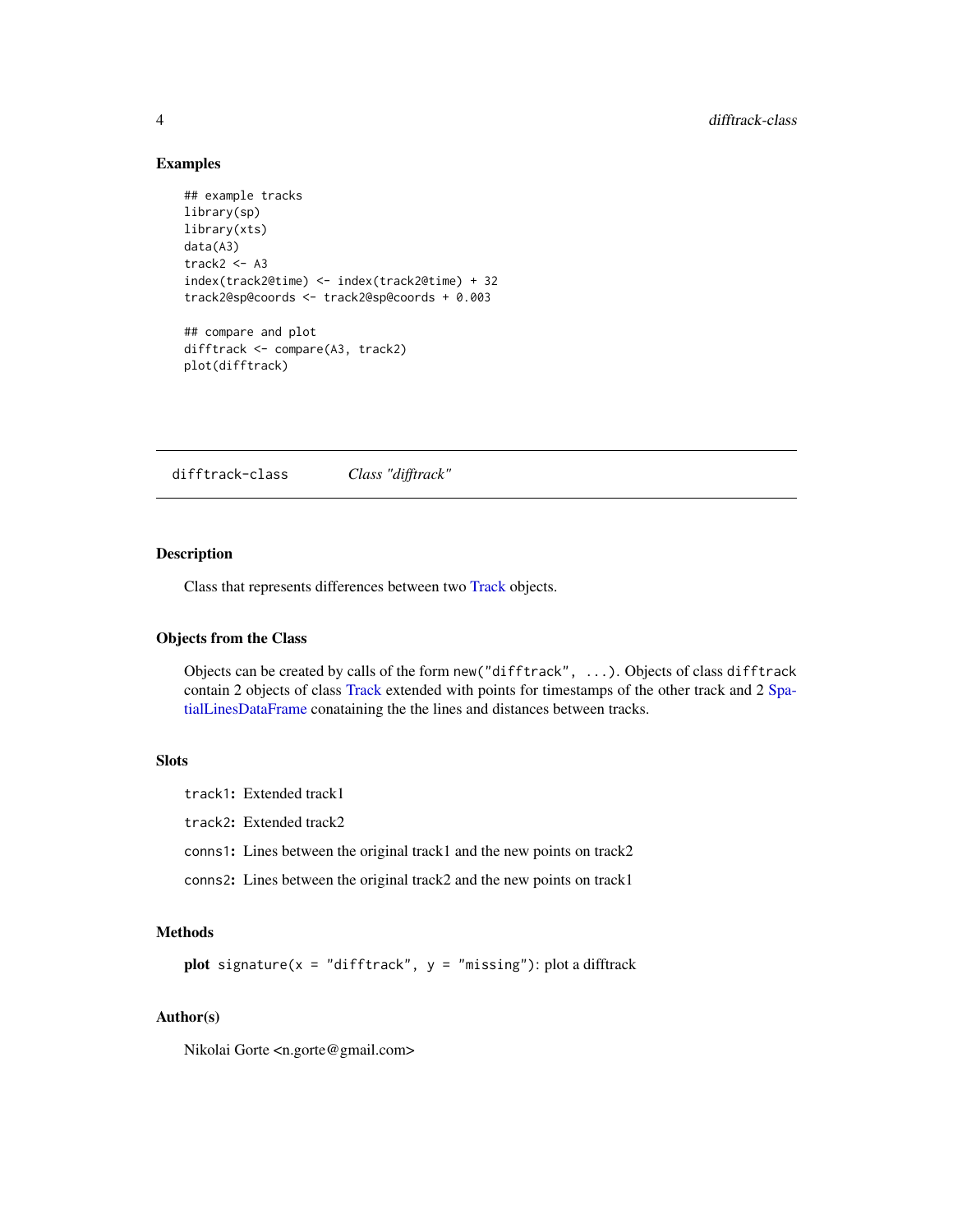### Examples

```
## example tracks
library(sp)
library(xts)
data(A3)
track2 <- A3
index(track2@time) <- index(track2@time) + 32
track2@sp@coords <- track2@sp@coords + 0.003

## compare and plot
difftrack <- compare(A3, track2)
plot(difftrack)
```

---

## difftrack-class *Class "difftrack"*

---

### Description

Class that represents differences between two Track objects.

### Objects from the Class

Objects can be created by calls of the form `new("difftrack", ...)`. Objects of class `difftrack` contain 2 objects of class Track extended with points for timestamps of the other track and 2 SpatialLinesDataFrame conataining the the lines and distances between tracks.

### Slots

`track1`: Extended track1

`track2`: Extended track2

`conns1`: Lines between the original track1 and the new points on track2

`conns2`: Lines between the original track2 and the new points on track1

### Methods

**plot** `signature(x = "difftrack", y = "missing")`: plot a difftrack

### Author(s)

Nikolai Gorte <n.gorte@gmail.com>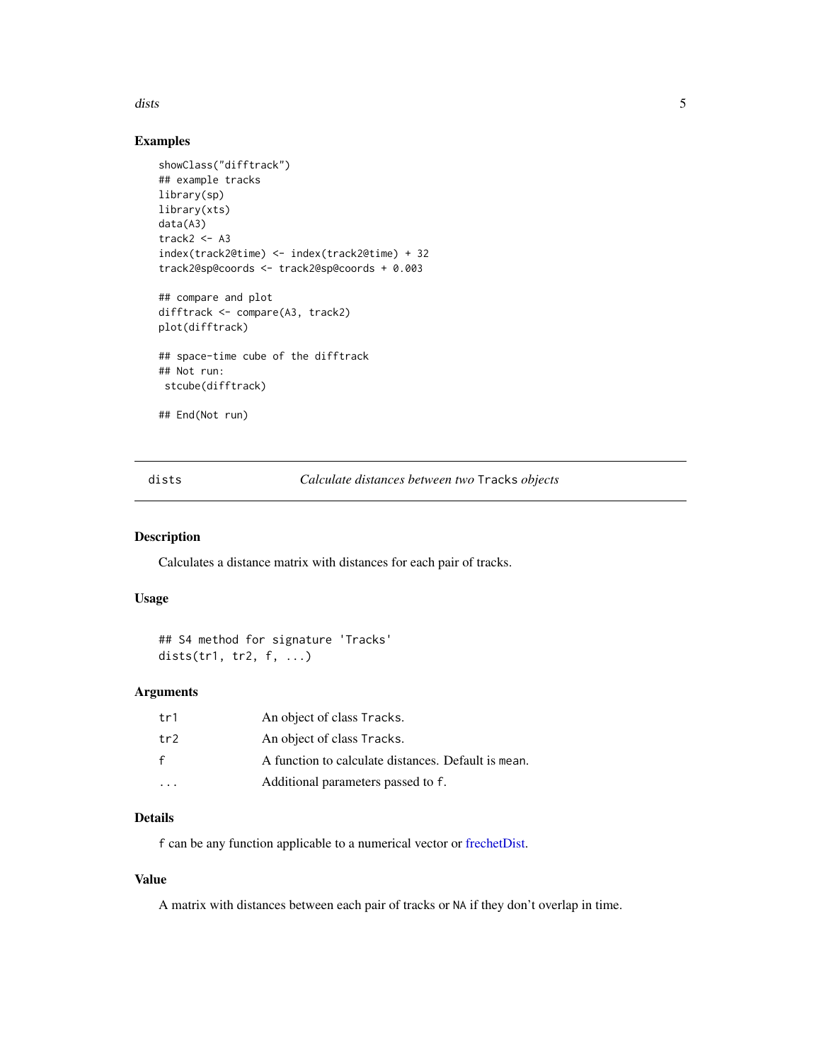### Examples

```
showClass("difftrack")
## example tracks
library(sp)
library(xts)
data(A3)
track2 <- A3
index(track2@time) <- index(track2@time) + 32
track2@sp@coords <- track2@sp@coords + 0.003

## compare and plot
difftrack <- compare(A3, track2)
plot(difftrack)

## space-time cube of the difftrack
## Not run:
 stcube(difftrack)

## End(Not run)
```

---

## dists — *Calculate distances between two* `Tracks` *objects*

### Description

Calculates a distance matrix with distances for each pair of tracks.

### Usage

```
## S4 method for signature 'Tracks'
dists(tr1, tr2, f, ...)
```

### Arguments

| | |
|---|---|
| `tr1` | An object of class `Tracks`. |
| `tr2` | An object of class `Tracks`. |
| `f` | A function to calculate distances. Default is `mean`. |
| `...` | Additional parameters passed to `f`. |

### Details

`f` can be any function applicable to a numerical vector or frechetDist.

### Value

A matrix with distances between each pair of tracks or `NA` if they don't overlap in time.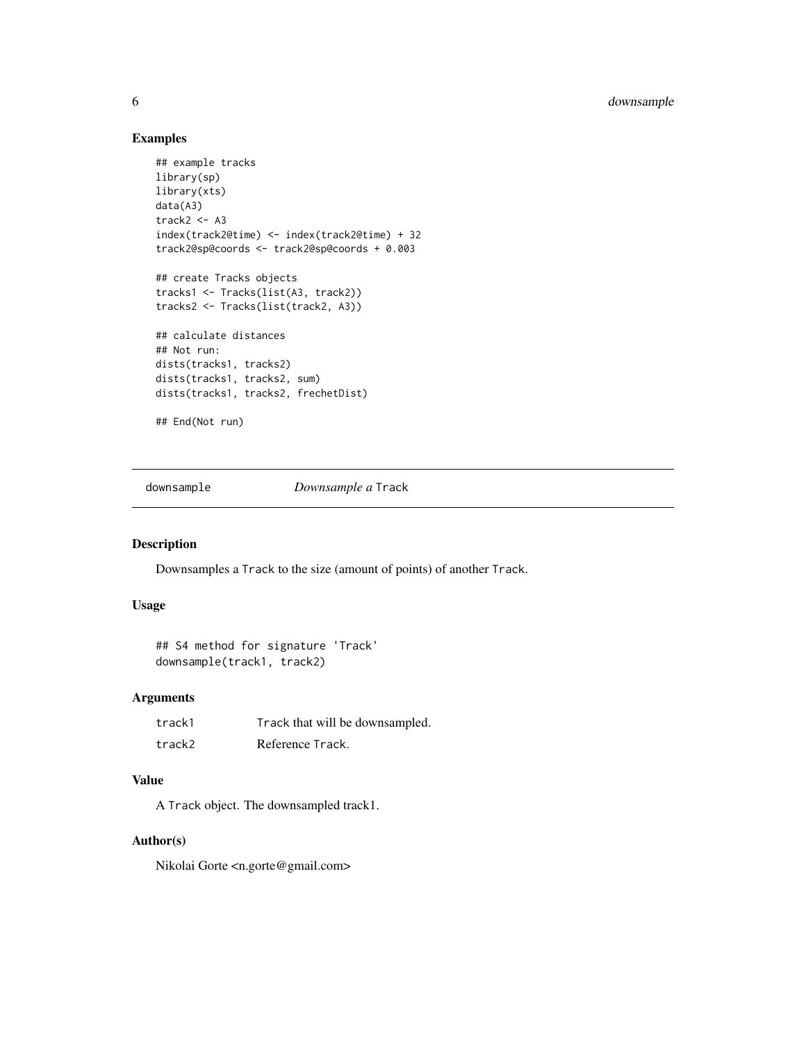### Examples

```
## example tracks
library(sp)
library(xts)
data(A3)
track2 <- A3
index(track2@time) <- index(track2@time) + 32
track2@sp@coords <- track2@sp@coords + 0.003

## create Tracks objects
tracks1 <- Tracks(list(A3, track2))
tracks2 <- Tracks(list(track2, A3))

## calculate distances
## Not run:
dists(tracks1, tracks2)
dists(tracks1, tracks2, sum)
dists(tracks1, tracks2, frechetDist)

## End(Not run)
```

---

## downsample — *Downsample a* `Track`

---

### Description

Downsamples a `Track` to the size (amount of points) of another `Track`.

### Usage

```
## S4 method for signature 'Track'
downsample(track1, track2)
```

### Arguments

| | |
|---|---|
| `track1` | `Track` that will be downsampled. |
| `track2` | Reference `Track`. |

### Value

A `Track` object. The downsampled track1.

### Author(s)

Nikolai Gorte <n.gorte@gmail.com>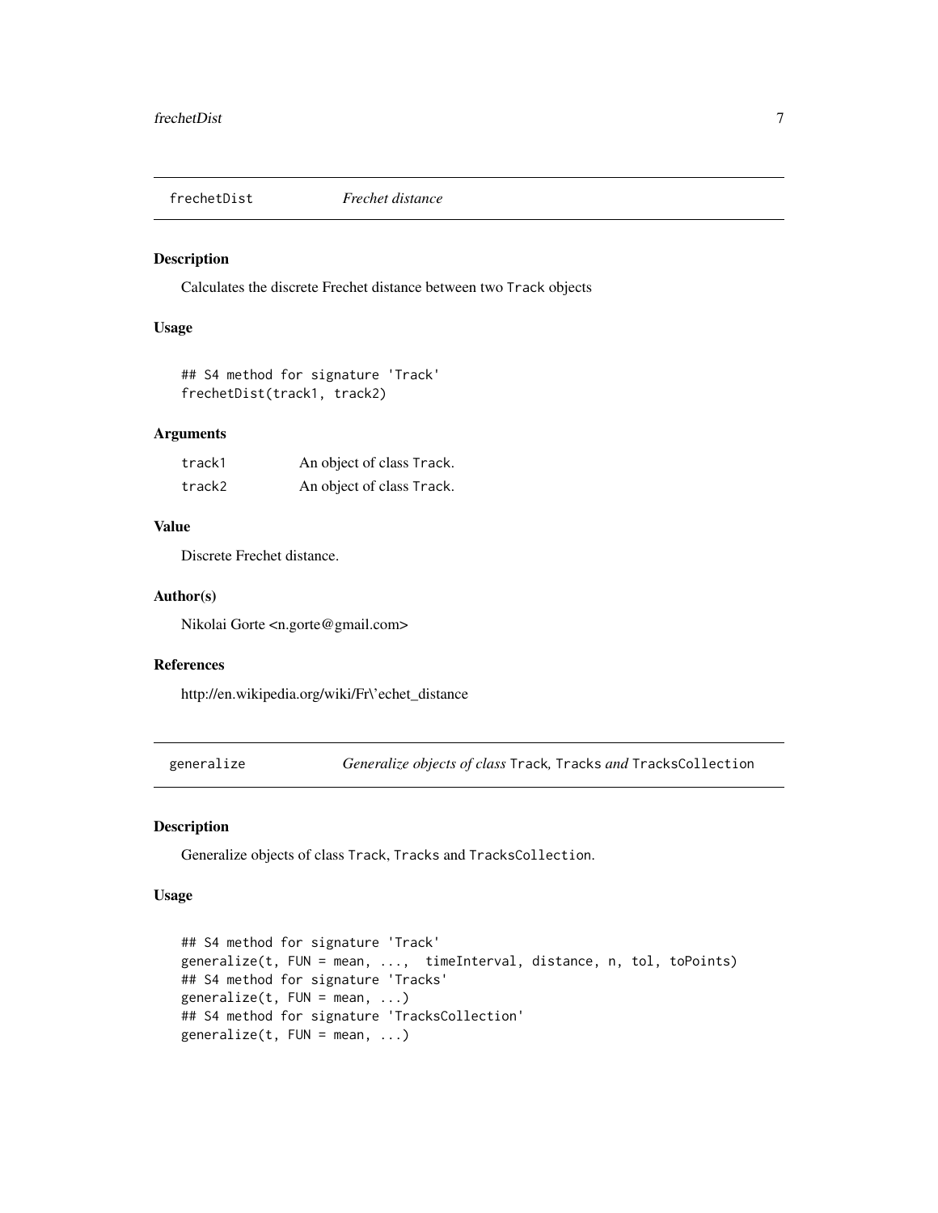## frechetDist *Frechet distance*

### Description

Calculates the discrete Frechet distance between two `Track` objects

### Usage

```
## S4 method for signature 'Track'
frechetDist(track1, track2)
```

### Arguments

| | |
|---|---|
| `track1` | An object of class `Track`. |
| `track2` | An object of class `Track`. |

### Value

Discrete Frechet distance.

### Author(s)

Nikolai Gorte <n.gorte@gmail.com>

### References

http://en.wikipedia.org/wiki/Fr\'echet_distance

## generalize *Generalize objects of class* `Track`, `Tracks` *and* `TracksCollection`

### Description

Generalize objects of class `Track`, `Tracks` and `TracksCollection`.

### Usage

```
## S4 method for signature 'Track'
generalize(t, FUN = mean, ...,  timeInterval, distance, n, tol, toPoints)
## S4 method for signature 'Tracks'
generalize(t, FUN = mean, ...)
## S4 method for signature 'TracksCollection'
generalize(t, FUN = mean, ...)
```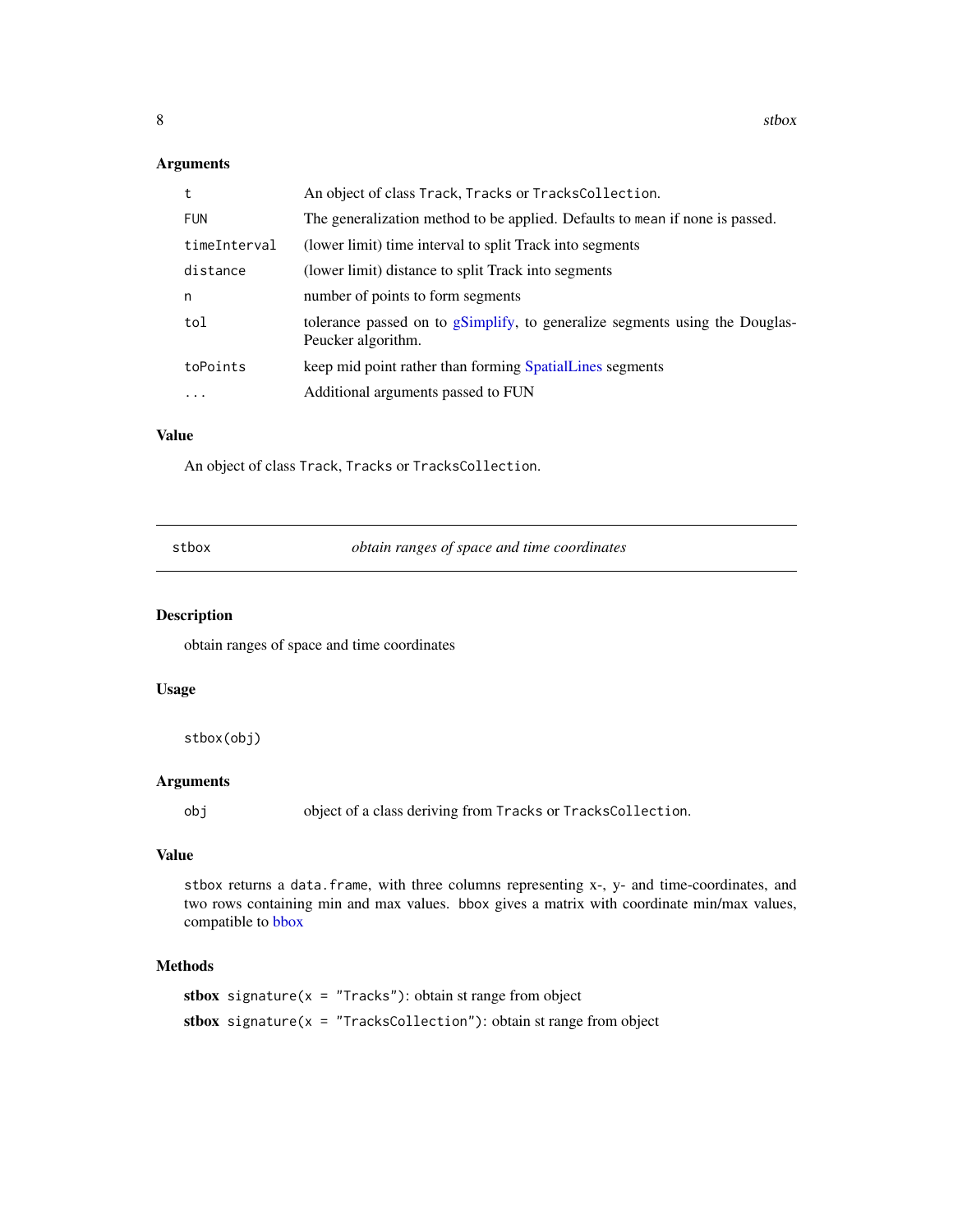### Arguments

| | |
|---|---|
| `t` | An object of class `Track`, `Tracks` or `TracksCollection`. |
| `FUN` | The generalization method to be applied. Defaults to `mean` if none is passed. |
| `timeInterval` | (lower limit) time interval to split Track into segments |
| `distance` | (lower limit) distance to split Track into segments |
| `n` | number of points to form segments |
| `tol` | tolerance passed on to gSimplify, to generalize segments using the Douglas-Peucker algorithm. |
| `toPoints` | keep mid point rather than forming SpatialLines segments |
| `...` | Additional arguments passed to FUN |

### Value

An object of class `Track`, `Tracks` or `TracksCollection`.

---

## `stbox` *obtain ranges of space and time coordinates*

---

### Description

obtain ranges of space and time coordinates

### Usage

```
stbox(obj)
```

### Arguments

| | |
|---|---|
| `obj` | object of a class deriving from `Tracks` or `TracksCollection`. |

### Value

`stbox` returns a `data.frame`, with three columns representing x-, y- and time-coordinates, and two rows containing min and max values. `bbox` gives a matrix with coordinate min/max values, compatible to bbox

### Methods

**stbox** `signature(x = "Tracks")`: obtain st range from object

**stbox** `signature(x = "TracksCollection")`: obtain st range from object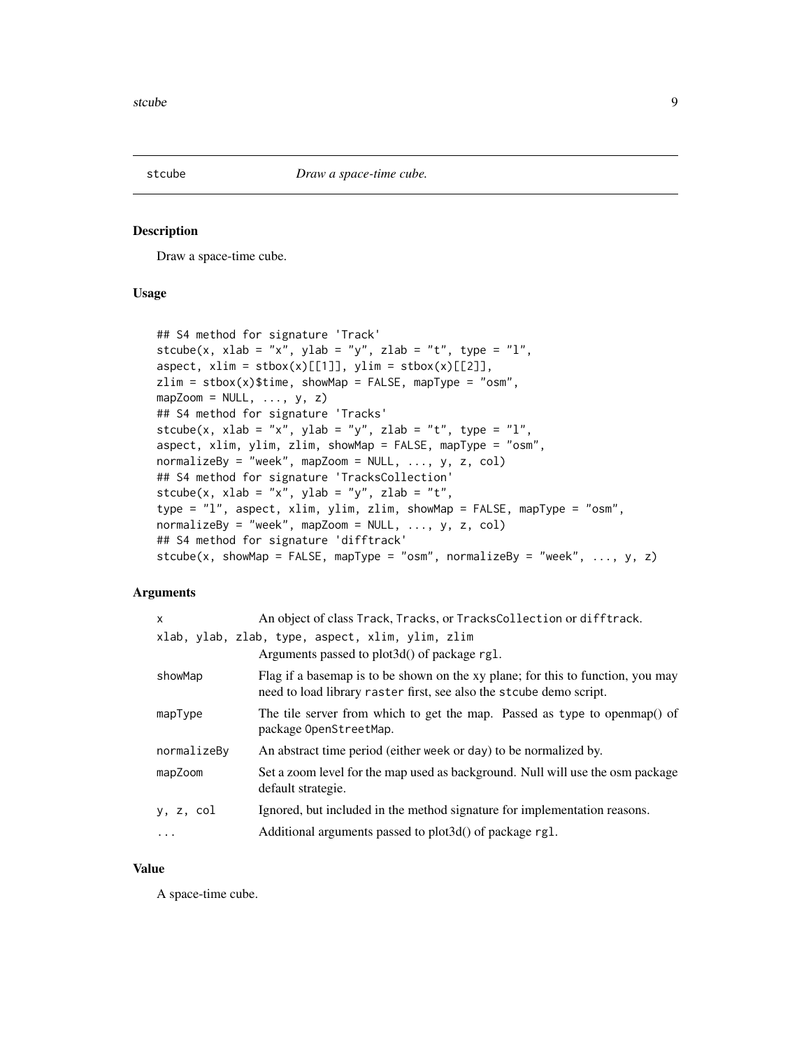# stcube — *Draw a space-time cube.*

## Description

Draw a space-time cube.

## Usage

```
## S4 method for signature 'Track'
stcube(x, xlab = "x", ylab = "y", zlab = "t", type = "l",
aspect, xlim = stbox(x)[[1]], ylim = stbox(x)[[2]],
zlim = stbox(x)$time, showMap = FALSE, mapType = "osm",
mapZoom = NULL, ..., y, z)
## S4 method for signature 'Tracks'
stcube(x, xlab = "x", ylab = "y", zlab = "t", type = "l",
aspect, xlim, ylim, zlim, showMap = FALSE, mapType = "osm",
normalizeBy = "week", mapZoom = NULL, ..., y, z, col)
## S4 method for signature 'TracksCollection'
stcube(x, xlab = "x", ylab = "y", zlab = "t",
type = "l", aspect, xlim, ylim, zlim, showMap = FALSE, mapType = "osm",
normalizeBy = "week", mapZoom = NULL, ..., y, z, col)
## S4 method for signature 'difftrack'
stcube(x, showMap = FALSE, mapType = "osm", normalizeBy = "week", ..., y, z)
```

## Arguments

| | |
|---|---|
| `x` | An object of class `Track`, `Tracks`, or `TracksCollection` or `difftrack`. |
| `xlab, ylab, zlab, type, aspect, xlim, ylim, zlim` | Arguments passed to plot3d() of package `rgl`. |
| `showMap` | Flag if a basemap is to be shown on the xy plane; for this to function, you may need to load library `raster` first, see also the `stcube` demo script. |
| `mapType` | The tile server from which to get the map. Passed as `type` to openmap() of package `OpenStreetMap`. |
| `normalizeBy` | An abstract time period (either `week` or `day`) to be normalized by. |
| `mapZoom` | Set a zoom level for the map used as background. Null will use the osm package default strategie. |
| `y, z, col` | Ignored, but included in the method signature for implementation reasons. |
| `...` | Additional arguments passed to plot3d() of package `rgl`. |

## Value

A space-time cube.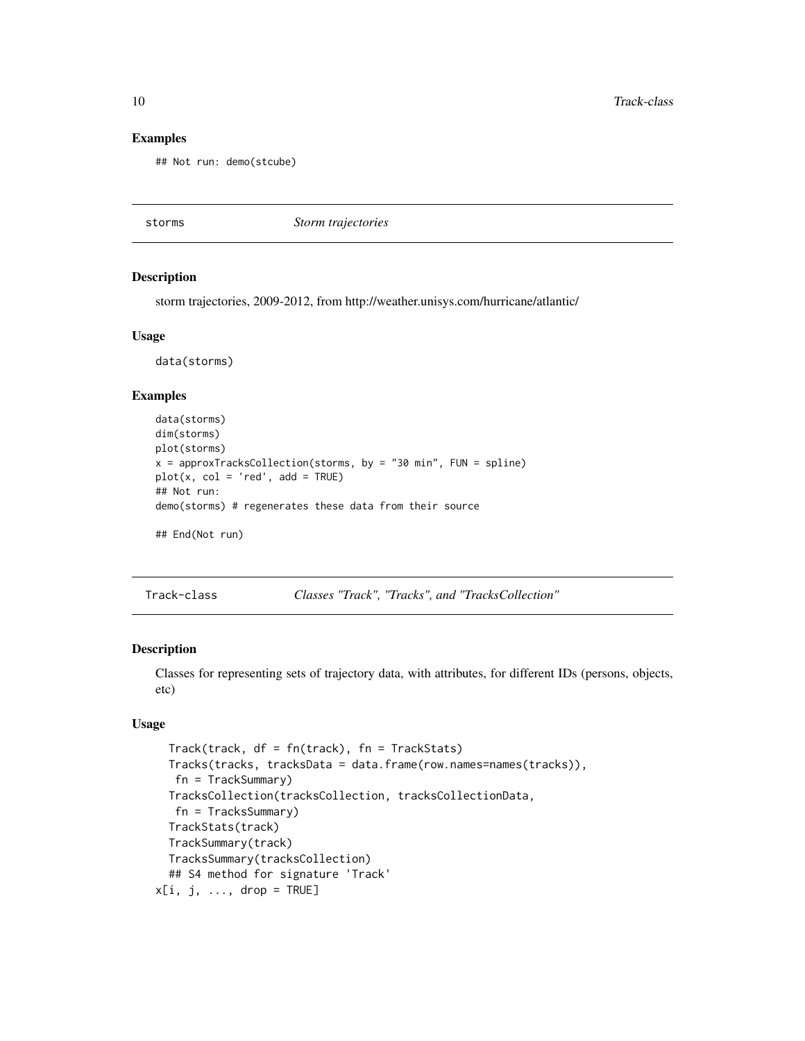### Examples

```
## Not run: demo(stcube)
```

## storms *Storm trajectories*

### Description

storm trajectories, 2009-2012, from http://weather.unisys.com/hurricane/atlantic/

### Usage

```
data(storms)
```

### Examples

```
data(storms)
dim(storms)
plot(storms)
x = approxTracksCollection(storms, by = "30 min", FUN = spline)
plot(x, col = 'red', add = TRUE)
## Not run:
demo(storms) # regenerates these data from their source

## End(Not run)
```

## Track-class *Classes "Track", "Tracks", and "TracksCollection"*

### Description

Classes for representing sets of trajectory data, with attributes, for different IDs (persons, objects, etc)

### Usage

```
  Track(track, df = fn(track), fn = TrackStats)
  Tracks(tracks, tracksData = data.frame(row.names=names(tracks)),
   fn = TrackSummary)
  TracksCollection(tracksCollection, tracksCollectionData,
   fn = TracksSummary)
  TrackStats(track)
  TrackSummary(track)
  TracksSummary(tracksCollection)
  ## S4 method for signature 'Track'
x[i, j, ..., drop = TRUE]
```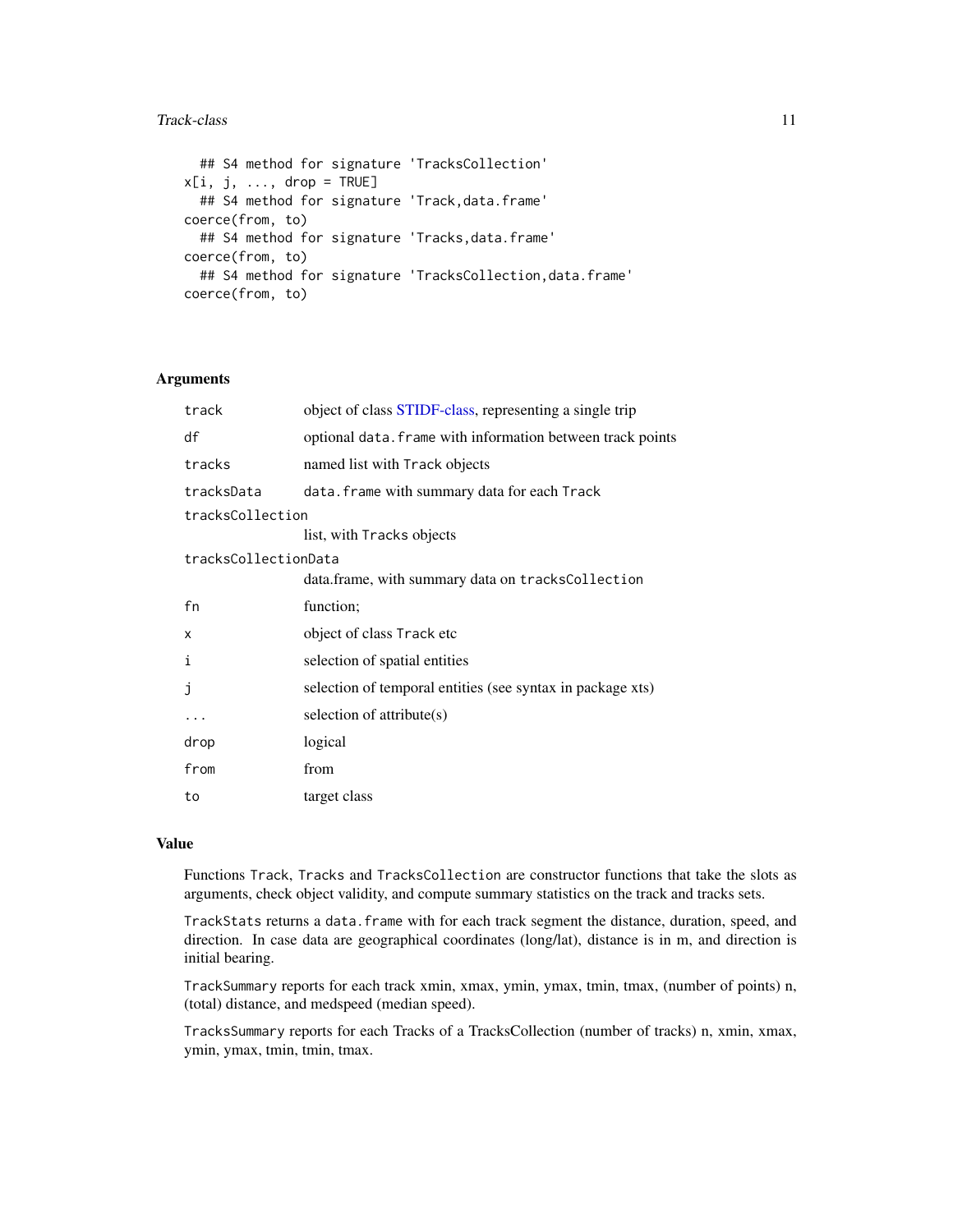```
  ## S4 method for signature 'TracksCollection'
x[i, j, ..., drop = TRUE]
  ## S4 method for signature 'Track,data.frame'
coerce(from, to)
  ## S4 method for signature 'Tracks,data.frame'
coerce(from, to)
  ## S4 method for signature 'TracksCollection,data.frame'
coerce(from, to)
```

## Arguments

| | |
|---|---|
| `track` | object of class STIDF-class, representing a single trip |
| `df` | optional `data.frame` with information between track points |
| `tracks` | named list with `Track` objects |
| `tracksData` | `data.frame` with summary data for each `Track` |
| `tracksCollection` | list, with `Tracks` objects |
| `tracksCollectionData` | data.frame, with summary data on `tracksCollection` |
| `fn` | function; |
| `x` | object of class `Track` etc |
| `i` | selection of spatial entities |
| `j` | selection of temporal entities (see syntax in package xts) |
| `...` | selection of attribute(s) |
| `drop` | logical |
| `from` | from |
| `to` | target class |

## Value

Functions `Track`, `Tracks` and `TracksCollection` are constructor functions that take the slots as arguments, check object validity, and compute summary statistics on the track and tracks sets.

`TrackStats` returns a `data.frame` with for each track segment the distance, duration, speed, and direction. In case data are geographical coordinates (long/lat), distance is in m, and direction is initial bearing.

`TrackSummary` reports for each track xmin, xmax, ymin, ymax, tmin, tmax, (number of points) n, (total) distance, and medspeed (median speed).

`TracksSummary` reports for each Tracks of a TracksCollection (number of tracks) n, xmin, xmax, ymin, ymax, tmin, tmin, tmax.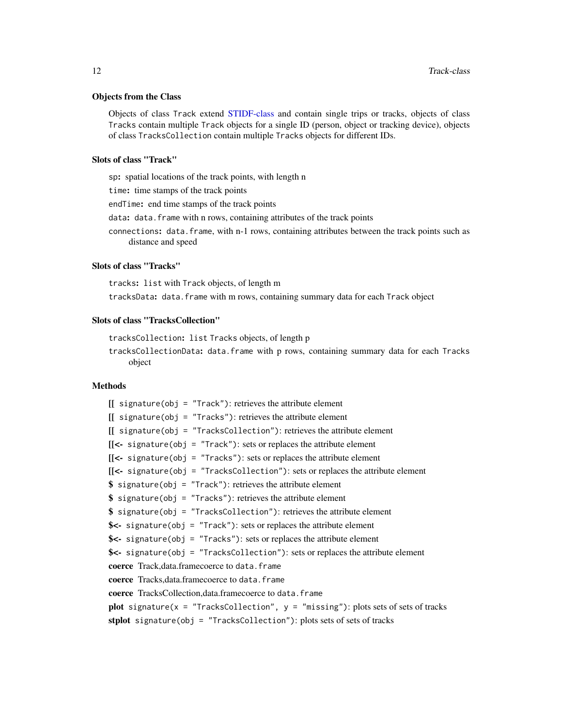### Objects from the Class

Objects of class `Track` extend STIDF-class and contain single trips or tracks, objects of class `Tracks` contain multiple `Track` objects for a single ID (person, object or tracking device), objects of class `TracksCollection` contain multiple `Tracks` objects for different IDs.

### Slots of class "Track"

- `sp`: spatial locations of the track points, with length n
- `time`: time stamps of the track points
- `endTime`: end time stamps of the track points
- `data`: `data.frame` with n rows, containing attributes of the track points
- `connections`: `data.frame`, with n-1 rows, containing attributes between the track points such as distance and speed

### Slots of class "Tracks"

- `tracks`: `list` with `Track` objects, of length m
- `tracksData`: `data.frame` with m rows, containing summary data for each `Track` object

### Slots of class "TracksCollection"

- `tracksCollection`: `list Tracks` objects, of length p
- `tracksCollectionData`: `data.frame` with p rows, containing summary data for each `Tracks` object

### Methods

- **[[** `signature(obj = "Track")`: retrieves the attribute element
- **[[** `signature(obj = "Tracks")`: retrieves the attribute element
- **[[** `signature(obj = "TracksCollection")`: retrieves the attribute element
- **[[<-** `signature(obj = "Track")`: sets or replaces the attribute element
- **[[<-** `signature(obj = "Tracks")`: sets or replaces the attribute element
- **[[<-** `signature(obj = "TracksCollection")`: sets or replaces the attribute element
- **$** `signature(obj = "Track")`: retrieves the attribute element
- **$** `signature(obj = "Tracks")`: retrieves the attribute element
- **$** `signature(obj = "TracksCollection")`: retrieves the attribute element
- **$<-** `signature(obj = "Track")`: sets or replaces the attribute element
- **$<-** `signature(obj = "Tracks")`: sets or replaces the attribute element
- **$<-** `signature(obj = "TracksCollection")`: sets or replaces the attribute element
- **coerce** Track,data.framecoerce to `data.frame`
- **coerce** Tracks,data.framecoerce to `data.frame`
- **coerce** TracksCollection,data.framecoerce to `data.frame`
- **plot** `signature(x = "TracksCollection", y = "missing")`: plots sets of sets of tracks
- **stplot** `signature(obj = "TracksCollection")`: plots sets of sets of tracks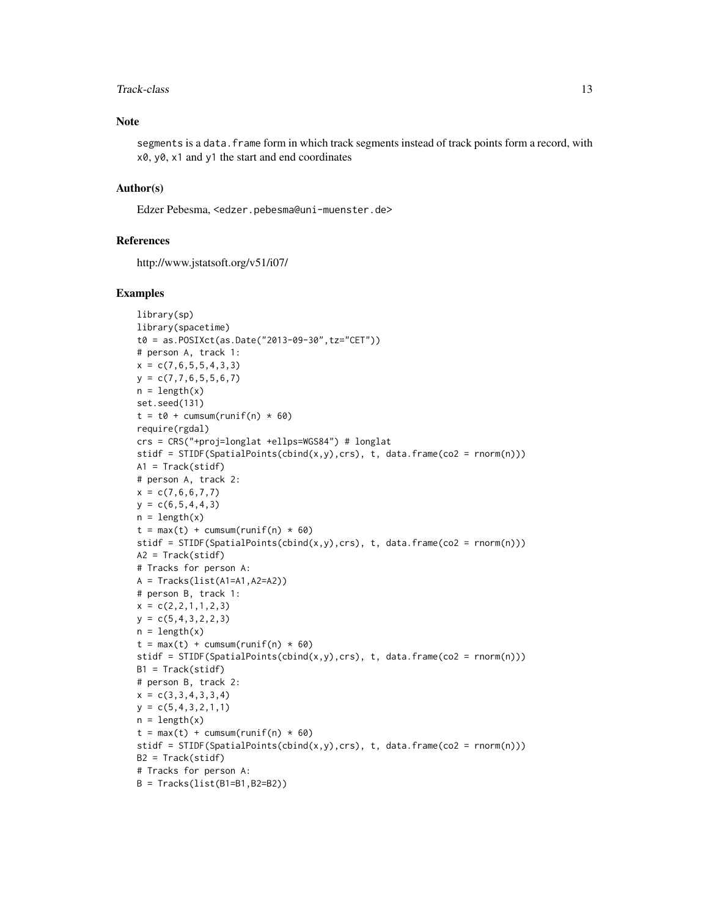## Note

segments is a data.frame form in which track segments instead of track points form a record, with x0, y0, x1 and y1 the start and end coordinates

## Author(s)

Edzer Pebesma, <edzer.pebesma@uni-muenster.de>

## References

http://www.jstatsoft.org/v51/i07/

## Examples

```
library(sp)
library(spacetime)
t0 = as.POSIXct(as.Date("2013-09-30",tz="CET"))
# person A, track 1:
x = c(7,6,5,5,4,3,3)
y = c(7,7,6,5,5,6,7)
n = length(x)
set.seed(131)
t = t0 + cumsum(runif(n) * 60)
require(rgdal)
crs = CRS("+proj=longlat +ellps=WGS84") # longlat
stidf = STIDF(SpatialPoints(cbind(x,y),crs), t, data.frame(co2 = rnorm(n)))
A1 = Track(stidf)
# person A, track 2:
x = c(7,6,6,7,7)
y = c(6,5,4,4,3)
n = length(x)
t = max(t) + cumsum(runif(n) * 60)
stidf = STIDF(SpatialPoints(cbind(x,y),crs), t, data.frame(co2 = rnorm(n)))
A2 = Track(stidf)
# Tracks for person A:
A = Tracks(list(A1=A1,A2=A2))
# person B, track 1:
x = c(2,2,1,1,2,3)
y = c(5,4,3,2,2,3)
n = length(x)
t = max(t) + cumsum(runif(n) * 60)
stidf = STIDF(SpatialPoints(cbind(x,y),crs), t, data.frame(co2 = rnorm(n)))
B1 = Track(stidf)
# person B, track 2:
x = c(3,3,4,3,3,4)
y = c(5,4,3,2,1,1)
n = length(x)
t = max(t) + cumsum(runif(n) * 60)
stidf = STIDF(SpatialPoints(cbind(x,y),crs), t, data.frame(co2 = rnorm(n)))
B2 = Track(stidf)
# Tracks for person A:
B = Tracks(list(B1=B1,B2=B2))
```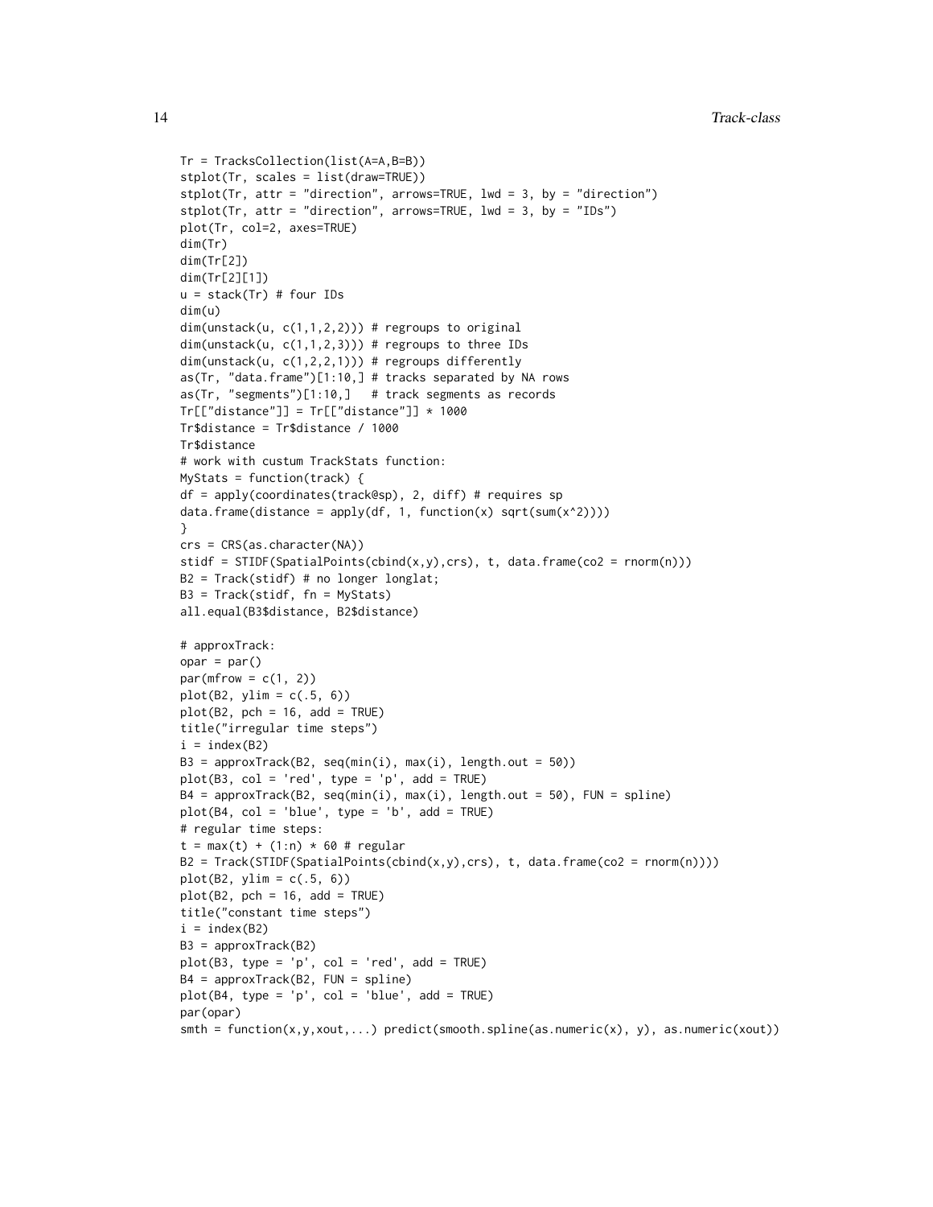```
Tr = TracksCollection(list(A=A,B=B))
stplot(Tr, scales = list(draw=TRUE))
stplot(Tr, attr = "direction", arrows=TRUE, lwd = 3, by = "direction")
stplot(Tr, attr = "direction", arrows=TRUE, lwd = 3, by = "IDs")
plot(Tr, col=2, axes=TRUE)
dim(Tr)
dim(Tr[2])
dim(Tr[2][1])
u = stack(Tr) # four IDs
dim(u)
dim(unstack(u, c(1,1,2,2))) # regroups to original
dim(unstack(u, c(1,1,2,3))) # regroups to three IDs
dim(unstack(u, c(1,2,2,1))) # regroups differently
as(Tr, "data.frame")[1:10,] # tracks separated by NA rows
as(Tr, "segments")[1:10,]   # track segments as records
Tr[["distance"]] = Tr[["distance"]] * 1000
Tr$distance = Tr$distance / 1000
Tr$distance
# work with custum TrackStats function:
MyStats = function(track) {
df = apply(coordinates(track@sp), 2, diff) # requires sp
data.frame(distance = apply(df, 1, function(x) sqrt(sum(x^2))))
}
crs = CRS(as.character(NA))
stidf = STIDF(SpatialPoints(cbind(x,y),crs), t, data.frame(co2 = rnorm(n)))
B2 = Track(stidf) # no longer longlat;
B3 = Track(stidf, fn = MyStats)
all.equal(B3$distance, B2$distance)

# approxTrack:
opar = par()
par(mfrow = c(1, 2))
plot(B2, ylim = c(.5, 6))
plot(B2, pch = 16, add = TRUE)
title("irregular time steps")
i = index(B2)
B3 = approxTrack(B2, seq(min(i), max(i), length.out = 50))
plot(B3, col = 'red', type = 'p', add = TRUE)
B4 = approxTrack(B2, seq(min(i), max(i), length.out = 50), FUN = spline)
plot(B4, col = 'blue', type = 'b', add = TRUE)
# regular time steps:
t = max(t) + (1:n) * 60 # regular
B2 = Track(STIDF(SpatialPoints(cbind(x,y),crs), t, data.frame(co2 = rnorm(n))))
plot(B2, ylim = c(.5, 6))
plot(B2, pch = 16, add = TRUE)
title("constant time steps")
i = index(B2)
B3 = approxTrack(B2)
plot(B3, type = 'p', col = 'red', add = TRUE)
B4 = approxTrack(B2, FUN = spline)
plot(B4, type = 'p', col = 'blue', add = TRUE)
par(opar)
smth = function(x,y,xout,...) predict(smooth.spline(as.numeric(x), y), as.numeric(xout))
```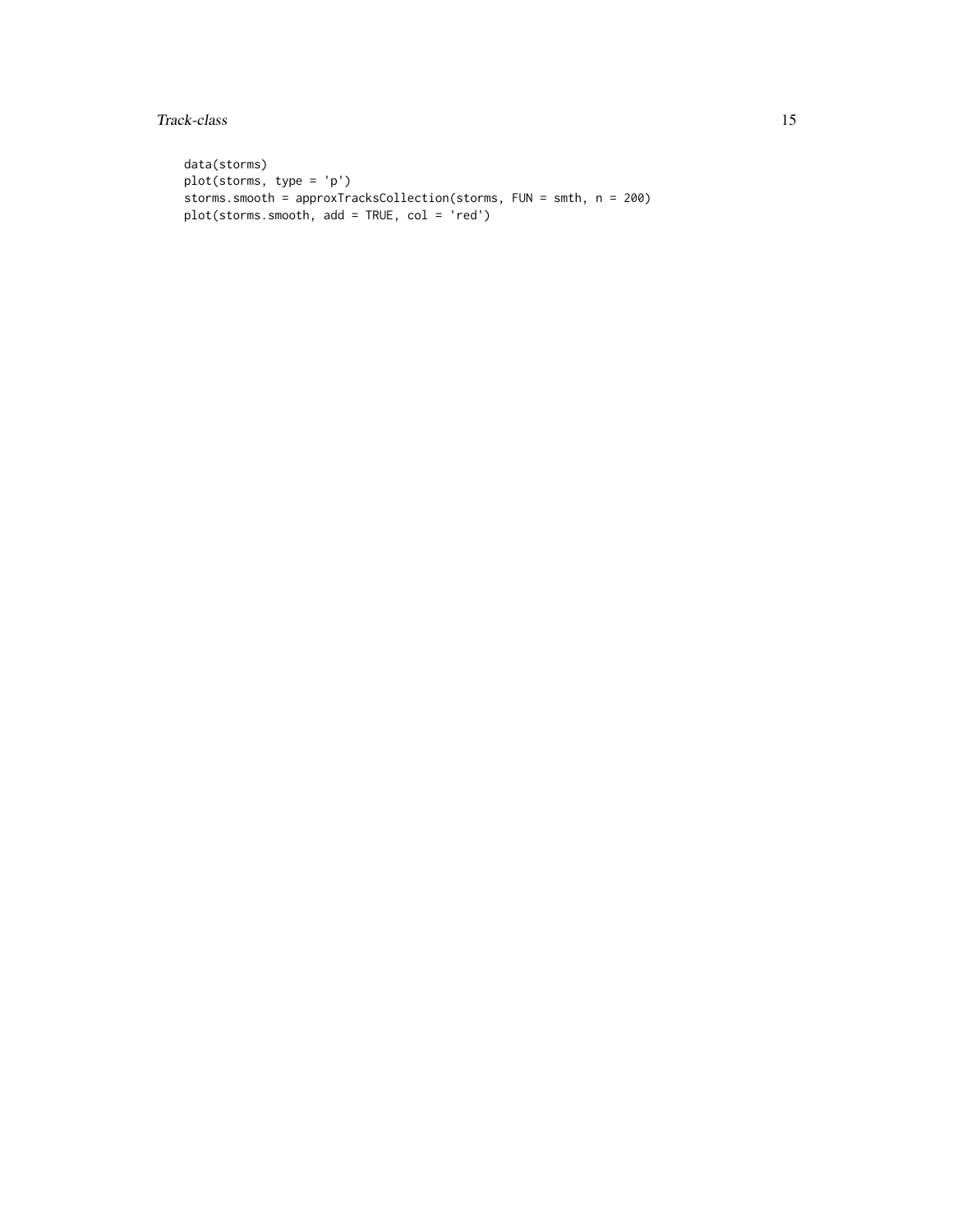```
data(storms)
plot(storms, type = 'p')
storms.smooth = approxTracksCollection(storms, FUN = smth, n = 200)
plot(storms.smooth, add = TRUE, col = 'red')
```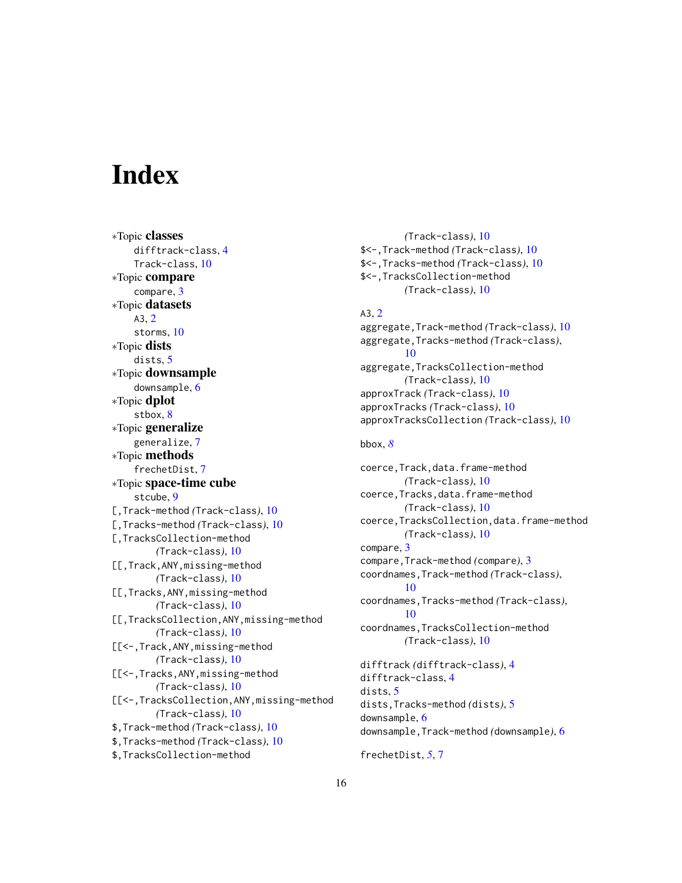# Index

*Topic **classes**
  difftrack-class, 4
  Track-class, 10
*Topic **compare**
  compare, 3
*Topic **datasets**
  A3, 2
  storms, 10
*Topic **dists**
  dists, 5
*Topic **downsample**
  downsample, 6
*Topic **dplot**
  stbox, 8
*Topic **generalize**
  generalize, 7
*Topic **methods**
  frechetDist, 7
*Topic **space-time cube**
  stcube, 9
[,Track-method *(Track-class)*, 10
[,Tracks-method *(Track-class)*, 10
[,TracksCollection-method *(Track-class)*, 10
[[,Track,ANY,missing-method *(Track-class)*, 10
[[,Tracks,ANY,missing-method *(Track-class)*, 10
[[,TracksCollection,ANY,missing-method *(Track-class)*, 10
[[<-,Track,ANY,missing-method *(Track-class)*, 10
[[<-,Tracks,ANY,missing-method *(Track-class)*, 10
[[<-,TracksCollection,ANY,missing-method *(Track-class)*, 10
$,Track-method *(Track-class)*, 10
$,Tracks-method *(Track-class)*, 10
$,TracksCollection-method *(Track-class)*, 10
$<-,Track-method *(Track-class)*, 10
$<-,Tracks-method *(Track-class)*, 10
$<-,TracksCollection-method *(Track-class)*, 10

A3, 2
aggregate,Track-method *(Track-class)*, 10
aggregate,Tracks-method *(Track-class)*, 10
aggregate,TracksCollection-method *(Track-class)*, 10
approxTrack *(Track-class)*, 10
approxTracks *(Track-class)*, 10
approxTracksCollection *(Track-class)*, 10

bbox, *8*

coerce,Track,data.frame-method *(Track-class)*, 10
coerce,Tracks,data.frame-method *(Track-class)*, 10
coerce,TracksCollection,data.frame-method *(Track-class)*, 10
compare, 3
compare,Track-method *(compare)*, 3
coordnames,Track-method *(Track-class)*, 10
coordnames,Tracks-method *(Track-class)*, 10
coordnames,TracksCollection-method *(Track-class)*, 10

difftrack *(difftrack-class)*, 4
difftrack-class, 4
dists, 5
dists,Tracks-method *(dists)*, 5
downsample, 6
downsample,Track-method *(downsample)*, 6

frechetDist, *5*, 7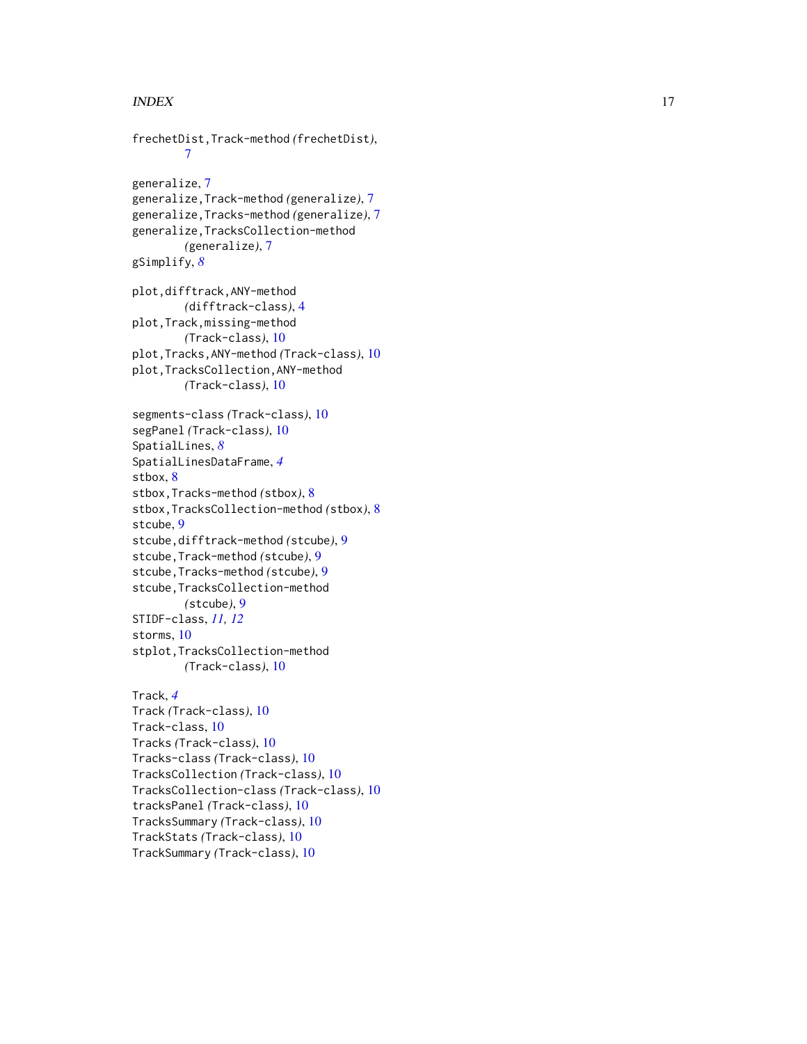frechetDist,Track-method *(*frechetDist*)*,
        7

generalize, 7
generalize,Track-method *(*generalize*)*, 7
generalize,Tracks-method *(*generalize*)*, 7
generalize,TracksCollection-method
        *(*generalize*)*, 7
gSimplify, *8*

plot,difftrack,ANY-method
        *(*difftrack-class*)*, 4
plot,Track,missing-method
        *(*Track-class*)*, 10
plot,Tracks,ANY-method *(*Track-class*)*, 10
plot,TracksCollection,ANY-method
        *(*Track-class*)*, 10

segments-class *(*Track-class*)*, 10
segPanel *(*Track-class*)*, 10
SpatialLines, *8*
SpatialLinesDataFrame, *4*
stbox, 8
stbox,Tracks-method *(*stbox*)*, 8
stbox,TracksCollection-method *(*stbox*)*, 8
stcube, 9
stcube,difftrack-method *(*stcube*)*, 9
stcube,Track-method *(*stcube*)*, 9
stcube,Tracks-method *(*stcube*)*, 9
stcube,TracksCollection-method
        *(*stcube*)*, 9
STIDF-class, *11, 12*
storms, 10
stplot,TracksCollection-method
        *(*Track-class*)*, 10

Track, *4*
Track *(*Track-class*)*, 10
Track-class, 10
Tracks *(*Track-class*)*, 10
Tracks-class *(*Track-class*)*, 10
TracksCollection *(*Track-class*)*, 10
TracksCollection-class *(*Track-class*)*, 10
tracksPanel *(*Track-class*)*, 10
TracksSummary *(*Track-class*)*, 10
TrackStats *(*Track-class*)*, 10
TrackSummary *(*Track-class*)*, 10